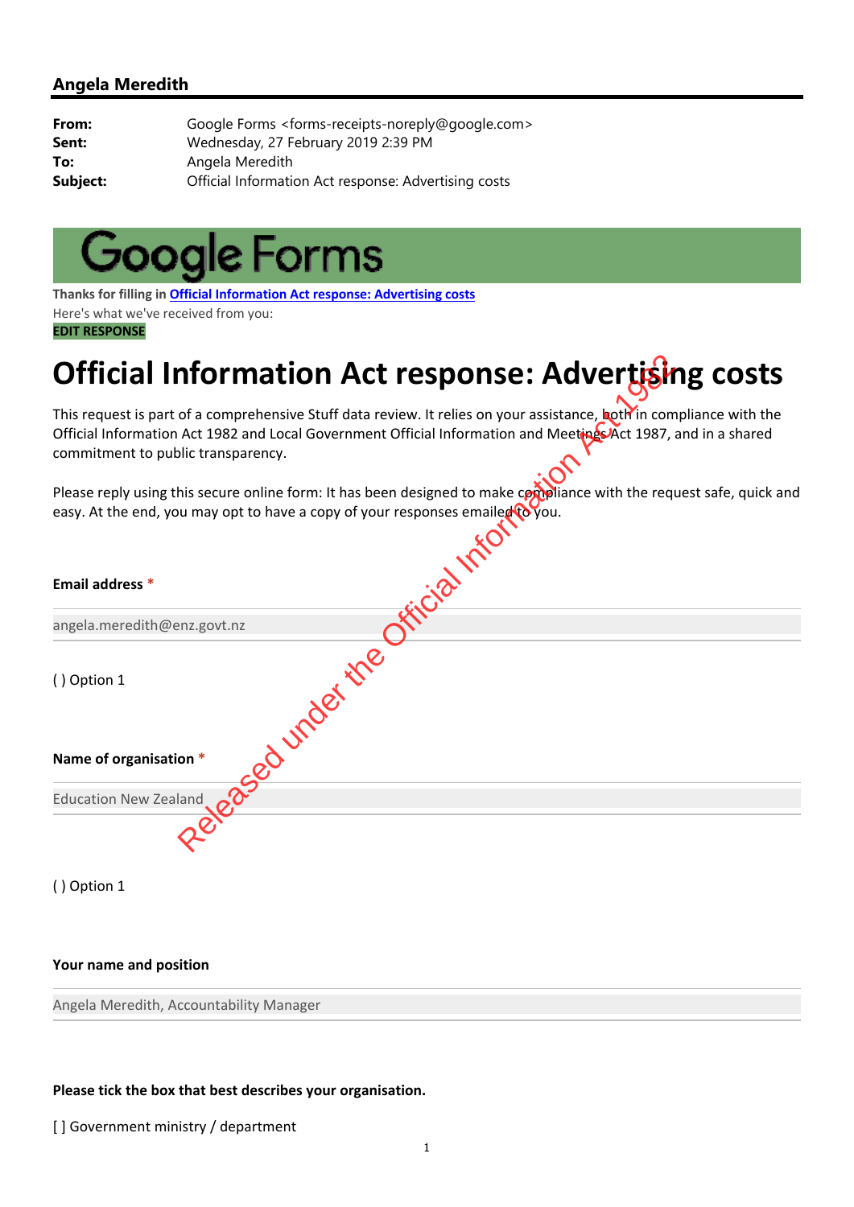## Angela Meredith

**From:** Google Forms <forms-receipts-noreply@google.com>
**Sent:** Wednesday, 27 February 2019 2:39 PM
**To:** Angela Meredith
**Subject:** Official Information Act response: Advertising costs

Google Forms

**Thanks for filling in Official Information Act response: Advertising costs**
Here's what we've received from you:
**EDIT RESPONSE**

# Official Information Act response: Advertising costs

This request is part of a comprehensive Stuff data review. It relies on your assistance, both in compliance with the Official Information Act 1982 and Local Government Official Information and Meetings Act 1987, and in a shared commitment to public transparency.

Please reply using this secure online form: It has been designed to make compliance with the request safe, quick and easy. At the end, you may opt to have a copy of your responses emailed to you.

**Email address** *

angela.meredith@enz.govt.nz

( ) Option 1

**Name of organisation** *

Education New Zealand

( ) Option 1

**Your name and position**

Angela Meredith, Accountability Manager

**Please tick the box that best describes your organisation.**

[ ] Government ministry / department

Released under the Official Information Act 1982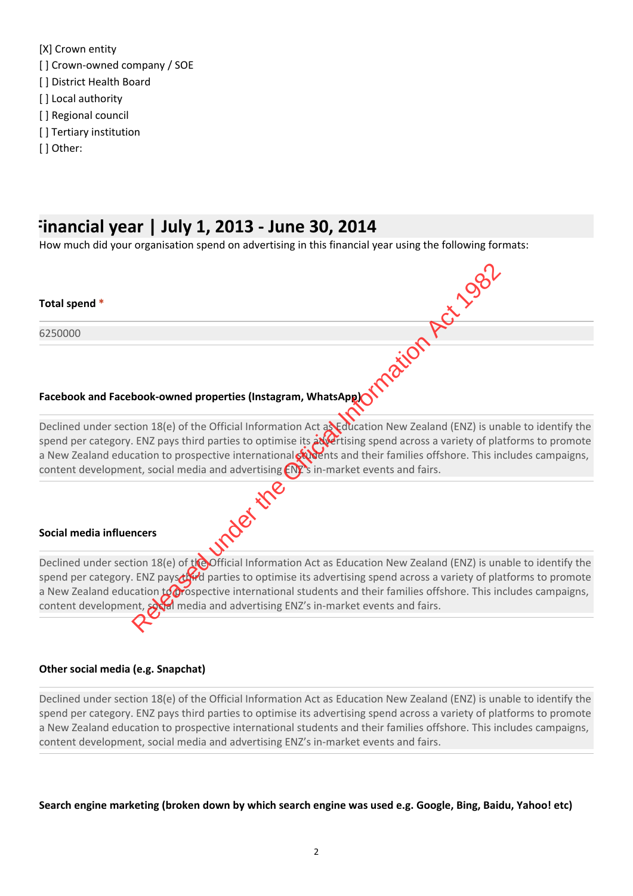[X] Crown entity
[ ] Crown-owned company / SOE
[ ] District Health Board
[ ] Local authority
[ ] Regional council
[ ] Tertiary institution
[ ] Other:

## Financial year | July 1, 2013 - June 30, 2014

How much did your organisation spend on advertising in this financial year using the following formats:

**Total spend** *

6250000

**Facebook and Facebook-owned properties (Instagram, WhatsApp)**

Declined under section 18(e) of the Official Information Act as Education New Zealand (ENZ) is unable to identify the spend per category. ENZ pays third parties to optimise its advertising spend across a variety of platforms to promote a New Zealand education to prospective international students and their families offshore. This includes campaigns, content development, social media and advertising ENZ's in-market events and fairs.

**Social media influencers**

Declined under section 18(e) of the Official Information Act as Education New Zealand (ENZ) is unable to identify the spend per category. ENZ pays third parties to optimise its advertising spend across a variety of platforms to promote a New Zealand education to prospective international students and their families offshore. This includes campaigns, content development, social media and advertising ENZ's in-market events and fairs.

**Other social media (e.g. Snapchat)**

Declined under section 18(e) of the Official Information Act as Education New Zealand (ENZ) is unable to identify the spend per category. ENZ pays third parties to optimise its advertising spend across a variety of platforms to promote a New Zealand education to prospective international students and their families offshore. This includes campaigns, content development, social media and advertising ENZ's in-market events and fairs.

**Search engine marketing (broken down by which search engine was used e.g. Google, Bing, Baidu, Yahoo! etc)**

Released under the Official Information Act 1982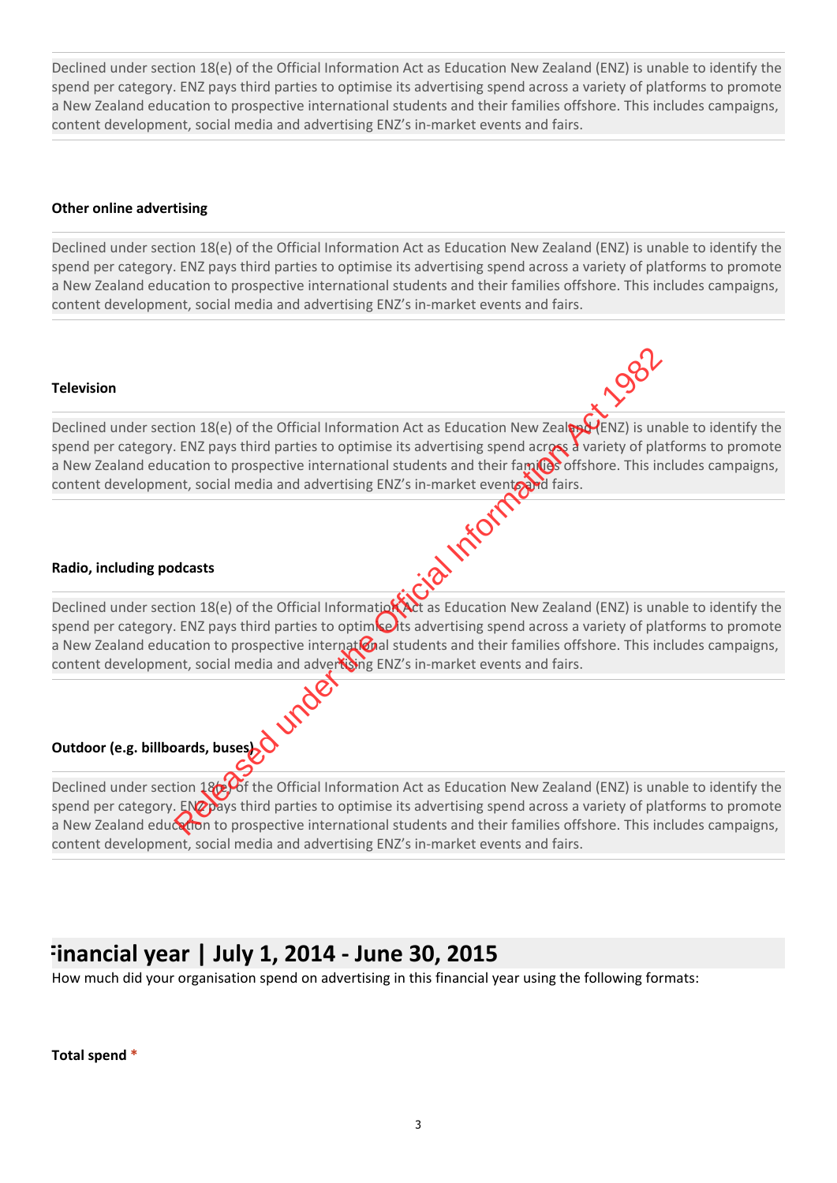Declined under section 18(e) of the Official Information Act as Education New Zealand (ENZ) is unable to identify the spend per category. ENZ pays third parties to optimise its advertising spend across a variety of platforms to promote a New Zealand education to prospective international students and their families offshore. This includes campaigns, content development, social media and advertising ENZ's in-market events and fairs.

**Other online advertising**

Declined under section 18(e) of the Official Information Act as Education New Zealand (ENZ) is unable to identify the spend per category. ENZ pays third parties to optimise its advertising spend across a variety of platforms to promote a New Zealand education to prospective international students and their families offshore. This includes campaigns, content development, social media and advertising ENZ's in-market events and fairs.

**Television**

Declined under section 18(e) of the Official Information Act as Education New Zealand (ENZ) is unable to identify the spend per category. ENZ pays third parties to optimise its advertising spend across a variety of platforms to promote a New Zealand education to prospective international students and their families offshore. This includes campaigns, content development, social media and advertising ENZ's in-market events and fairs.

**Radio, including podcasts**

Declined under section 18(e) of the Official Information Act as Education New Zealand (ENZ) is unable to identify the spend per category. ENZ pays third parties to optimise its advertising spend across a variety of platforms to promote a New Zealand education to prospective international students and their families offshore. This includes campaigns, content development, social media and advertising ENZ's in-market events and fairs.

**Outdoor (e.g. billboards, buses)**

Declined under section 18(e) of the Official Information Act as Education New Zealand (ENZ) is unable to identify the spend per category. ENZ pays third parties to optimise its advertising spend across a variety of platforms to promote a New Zealand education to prospective international students and their families offshore. This includes campaigns, content development, social media and advertising ENZ's in-market events and fairs.

## Financial year | July 1, 2014 - June 30, 2015

How much did your organisation spend on advertising in this financial year using the following formats:

**Total spend** *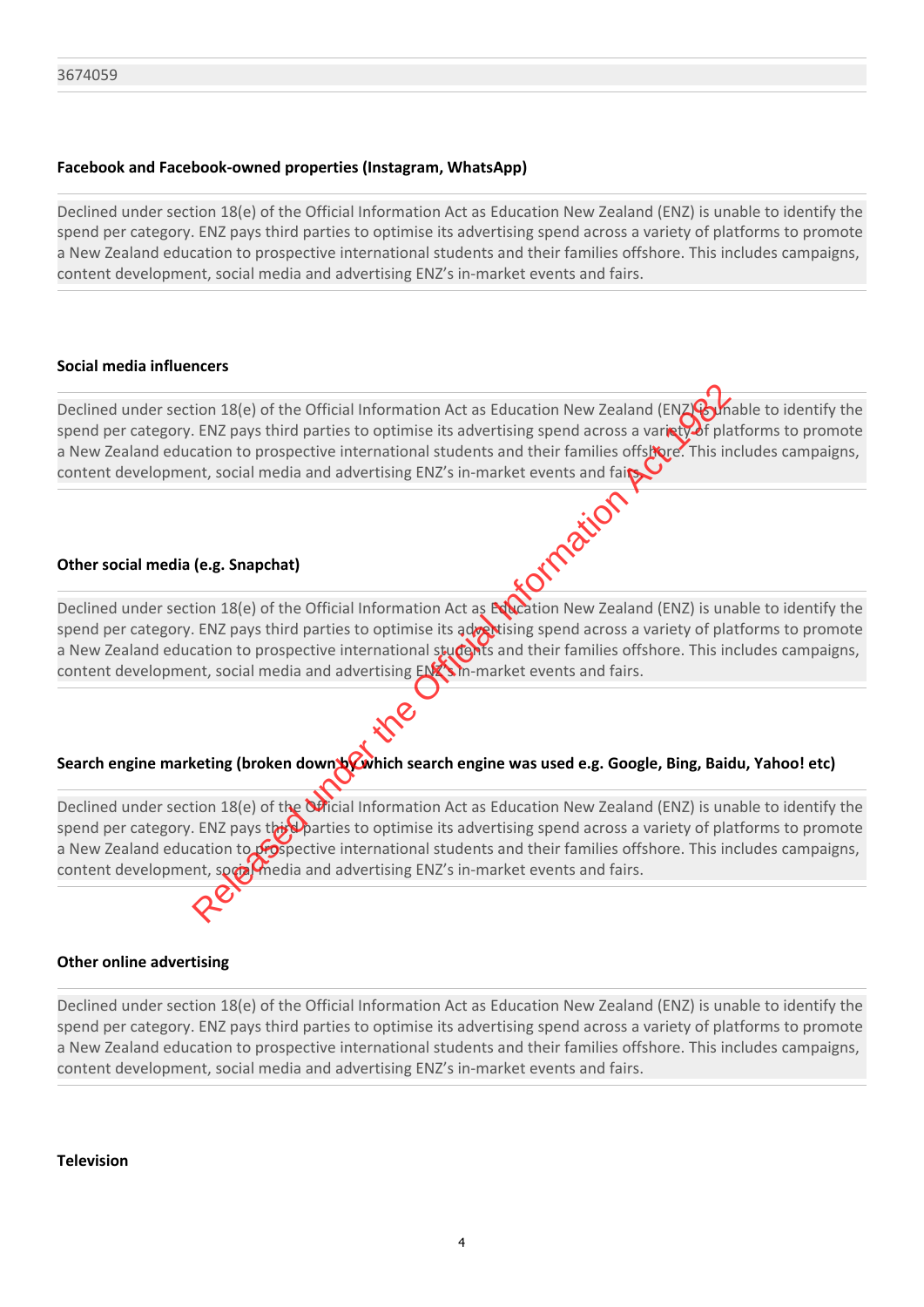3674059

**Facebook and Facebook-owned properties (Instagram, WhatsApp)**

Declined under section 18(e) of the Official Information Act as Education New Zealand (ENZ) is unable to identify the spend per category. ENZ pays third parties to optimise its advertising spend across a variety of platforms to promote a New Zealand education to prospective international students and their families offshore. This includes campaigns, content development, social media and advertising ENZ's in-market events and fairs.

**Social media influencers**

Declined under section 18(e) of the Official Information Act as Education New Zealand (ENZ) is unable to identify the spend per category. ENZ pays third parties to optimise its advertising spend across a variety of platforms to promote a New Zealand education to prospective international students and their families offshore. This includes campaigns, content development, social media and advertising ENZ's in-market events and fairs.

**Other social media (e.g. Snapchat)**

Declined under section 18(e) of the Official Information Act as Education New Zealand (ENZ) is unable to identify the spend per category. ENZ pays third parties to optimise its advertising spend across a variety of platforms to promote a New Zealand education to prospective international students and their families offshore. This includes campaigns, content development, social media and advertising ENZ's in-market events and fairs.

**Search engine marketing (broken down by which search engine was used e.g. Google, Bing, Baidu, Yahoo! etc)**

Declined under section 18(e) of the Official Information Act as Education New Zealand (ENZ) is unable to identify the spend per category. ENZ pays third parties to optimise its advertising spend across a variety of platforms to promote a New Zealand education to prospective international students and their families offshore. This includes campaigns, content development, social media and advertising ENZ's in-market events and fairs.

**Other online advertising**

Declined under section 18(e) of the Official Information Act as Education New Zealand (ENZ) is unable to identify the spend per category. ENZ pays third parties to optimise its advertising spend across a variety of platforms to promote a New Zealand education to prospective international students and their families offshore. This includes campaigns, content development, social media and advertising ENZ's in-market events and fairs.

**Television**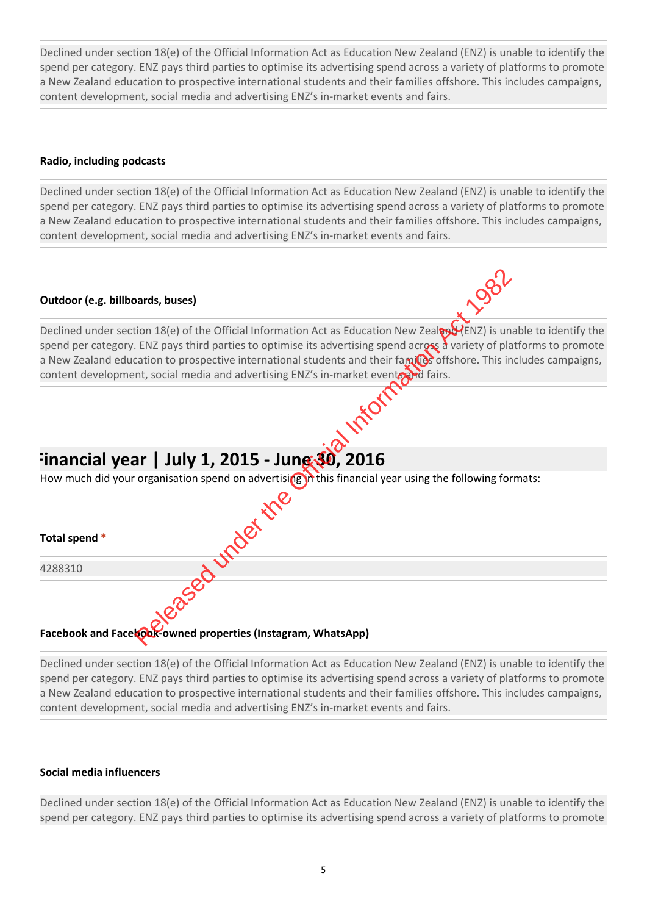Declined under section 18(e) of the Official Information Act as Education New Zealand (ENZ) is unable to identify the spend per category. ENZ pays third parties to optimise its advertising spend across a variety of platforms to promote a New Zealand education to prospective international students and their families offshore. This includes campaigns, content development, social media and advertising ENZ's in-market events and fairs.

**Radio, including podcasts**

Declined under section 18(e) of the Official Information Act as Education New Zealand (ENZ) is unable to identify the spend per category. ENZ pays third parties to optimise its advertising spend across a variety of platforms to promote a New Zealand education to prospective international students and their families offshore. This includes campaigns, content development, social media and advertising ENZ's in-market events and fairs.

**Outdoor (e.g. billboards, buses)**

Declined under section 18(e) of the Official Information Act as Education New Zealand (ENZ) is unable to identify the spend per category. ENZ pays third parties to optimise its advertising spend across a variety of platforms to promote a New Zealand education to prospective international students and their families offshore. This includes campaigns, content development, social media and advertising ENZ's in-market events and fairs.

## Financial year | July 1, 2015 - June 30, 2016

How much did your organisation spend on advertising in this financial year using the following formats:

**Total spend \***

4288310

**Facebook and Facebook-owned properties (Instagram, WhatsApp)**

Declined under section 18(e) of the Official Information Act as Education New Zealand (ENZ) is unable to identify the spend per category. ENZ pays third parties to optimise its advertising spend across a variety of platforms to promote a New Zealand education to prospective international students and their families offshore. This includes campaigns, content development, social media and advertising ENZ's in-market events and fairs.

**Social media influencers**

Declined under section 18(e) of the Official Information Act as Education New Zealand (ENZ) is unable to identify the spend per category. ENZ pays third parties to optimise its advertising spend across a variety of platforms to promote

Released under the Official Information Act 1982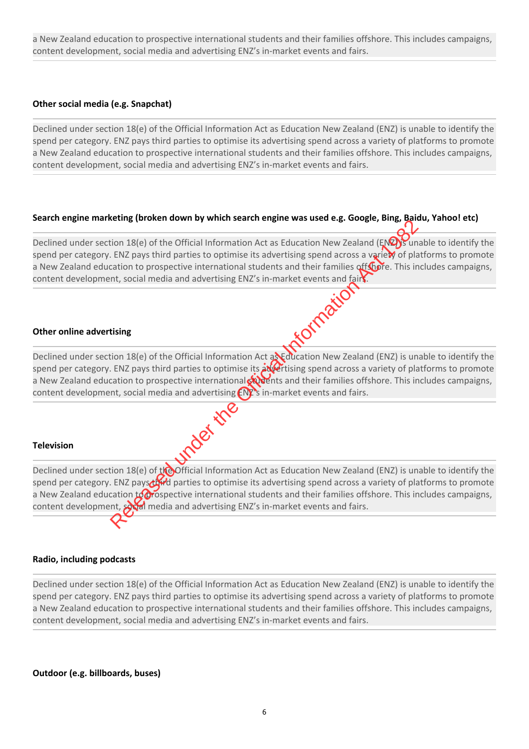a New Zealand education to prospective international students and their families offshore. This includes campaigns, content development, social media and advertising ENZ's in-market events and fairs.

**Other social media (e.g. Snapchat)**

Declined under section 18(e) of the Official Information Act as Education New Zealand (ENZ) is unable to identify the spend per category. ENZ pays third parties to optimise its advertising spend across a variety of platforms to promote a New Zealand education to prospective international students and their families offshore. This includes campaigns, content development, social media and advertising ENZ's in-market events and fairs.

**Search engine marketing (broken down by which search engine was used e.g. Google, Bing, Baidu, Yahoo! etc)**

Declined under section 18(e) of the Official Information Act as Education New Zealand (ENZ) is unable to identify the spend per category. ENZ pays third parties to optimise its advertising spend across a variety of platforms to promote a New Zealand education to prospective international students and their families offshore. This includes campaigns, content development, social media and advertising ENZ's in-market events and fairs.

**Other online advertising**

Declined under section 18(e) of the Official Information Act as Education New Zealand (ENZ) is unable to identify the spend per category. ENZ pays third parties to optimise its advertising spend across a variety of platforms to promote a New Zealand education to prospective international students and their families offshore. This includes campaigns, content development, social media and advertising ENZ's in-market events and fairs.

**Television**

Declined under section 18(e) of the Official Information Act as Education New Zealand (ENZ) is unable to identify the spend per category. ENZ pays third parties to optimise its advertising spend across a variety of platforms to promote a New Zealand education to prospective international students and their families offshore. This includes campaigns, content development, social media and advertising ENZ's in-market events and fairs.

**Radio, including podcasts**

Declined under section 18(e) of the Official Information Act as Education New Zealand (ENZ) is unable to identify the spend per category. ENZ pays third parties to optimise its advertising spend across a variety of platforms to promote a New Zealand education to prospective international students and their families offshore. This includes campaigns, content development, social media and advertising ENZ's in-market events and fairs.

**Outdoor (e.g. billboards, buses)**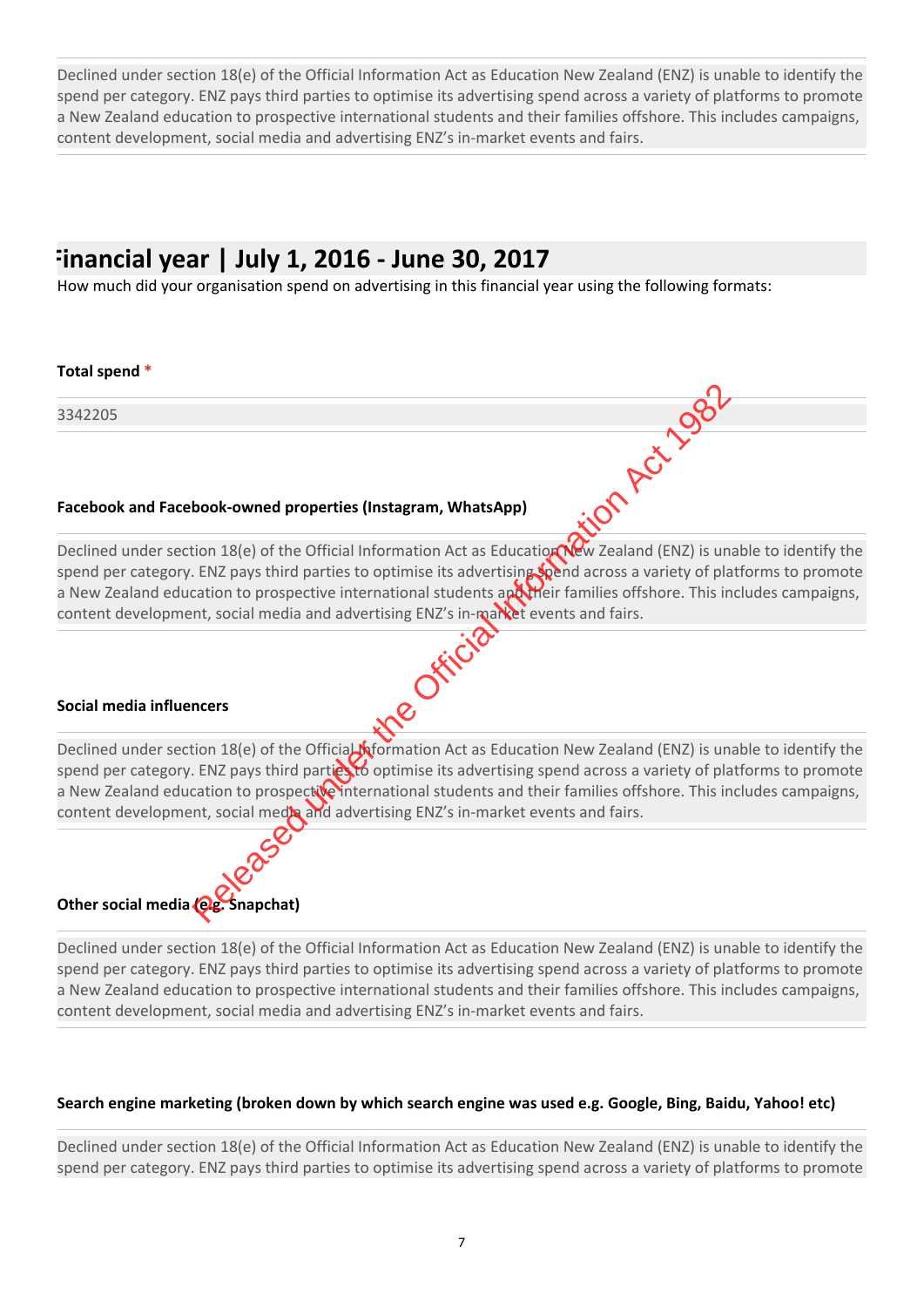Declined under section 18(e) of the Official Information Act as Education New Zealand (ENZ) is unable to identify the spend per category. ENZ pays third parties to optimise its advertising spend across a variety of platforms to promote a New Zealand education to prospective international students and their families offshore. This includes campaigns, content development, social media and advertising ENZ's in-market events and fairs.

## Financial year | July 1, 2016 - June 30, 2017

How much did your organisation spend on advertising in this financial year using the following formats:

**Total spend** *

3342205

**Facebook and Facebook-owned properties (Instagram, WhatsApp)**

Declined under section 18(e) of the Official Information Act as Education New Zealand (ENZ) is unable to identify the spend per category. ENZ pays third parties to optimise its advertising spend across a variety of platforms to promote a New Zealand education to prospective international students and their families offshore. This includes campaigns, content development, social media and advertising ENZ's in-market events and fairs.

**Social media influencers**

Declined under section 18(e) of the Official Information Act as Education New Zealand (ENZ) is unable to identify the spend per category. ENZ pays third parties to optimise its advertising spend across a variety of platforms to promote a New Zealand education to prospective international students and their families offshore. This includes campaigns, content development, social media and advertising ENZ's in-market events and fairs.

**Other social media (e.g. Snapchat)**

Declined under section 18(e) of the Official Information Act as Education New Zealand (ENZ) is unable to identify the spend per category. ENZ pays third parties to optimise its advertising spend across a variety of platforms to promote a New Zealand education to prospective international students and their families offshore. This includes campaigns, content development, social media and advertising ENZ's in-market events and fairs.

**Search engine marketing (broken down by which search engine was used e.g. Google, Bing, Baidu, Yahoo! etc)**

Declined under section 18(e) of the Official Information Act as Education New Zealand (ENZ) is unable to identify the spend per category. ENZ pays third parties to optimise its advertising spend across a variety of platforms to promote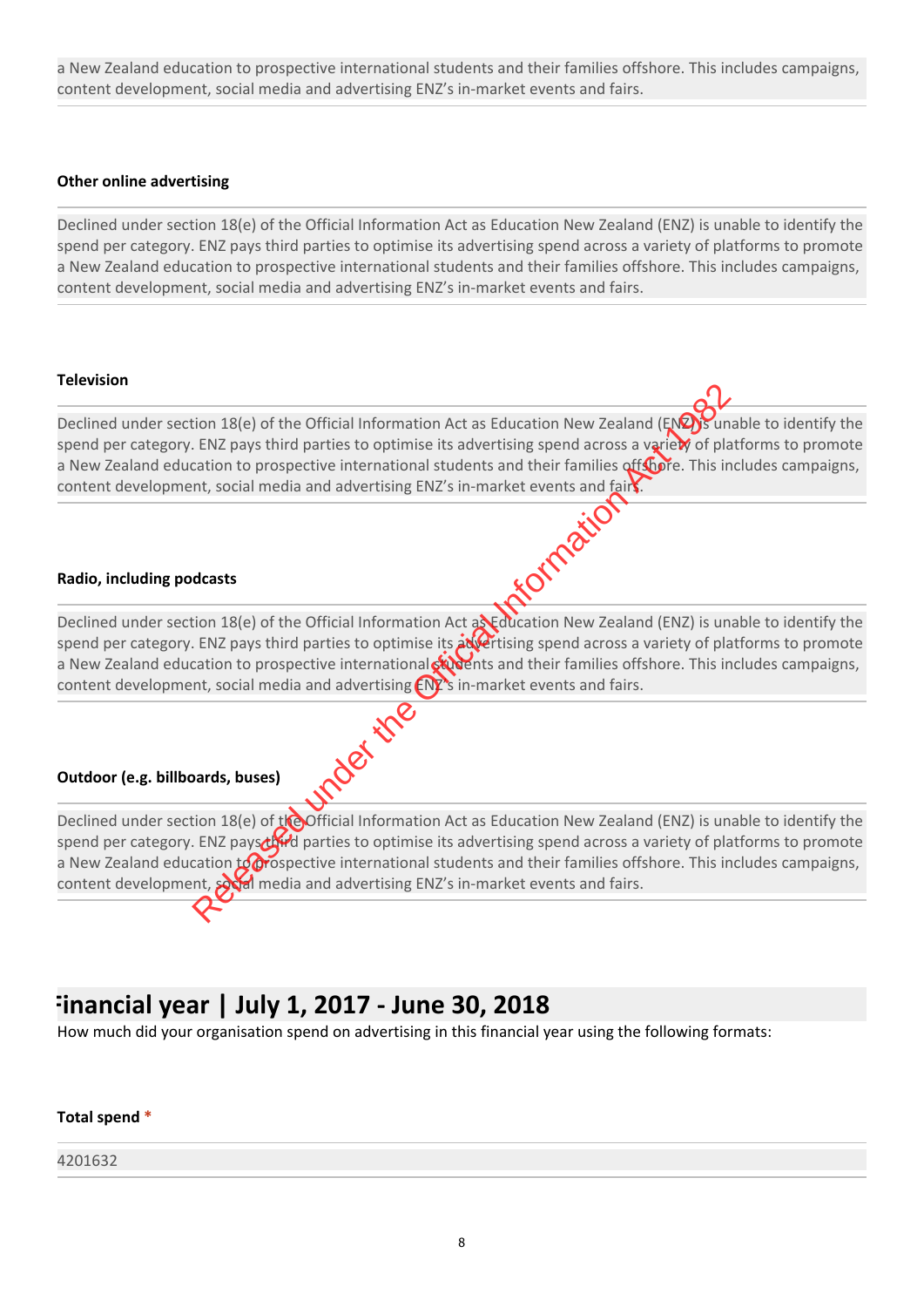a New Zealand education to prospective international students and their families offshore. This includes campaigns, content development, social media and advertising ENZ's in-market events and fairs.

**Other online advertising**

Declined under section 18(e) of the Official Information Act as Education New Zealand (ENZ) is unable to identify the spend per category. ENZ pays third parties to optimise its advertising spend across a variety of platforms to promote a New Zealand education to prospective international students and their families offshore. This includes campaigns, content development, social media and advertising ENZ's in-market events and fairs.

**Television**

Declined under section 18(e) of the Official Information Act as Education New Zealand (ENZ) is unable to identify the spend per category. ENZ pays third parties to optimise its advertising spend across a variety of platforms to promote a New Zealand education to prospective international students and their families offshore. This includes campaigns, content development, social media and advertising ENZ's in-market events and fairs.

**Radio, including podcasts**

Declined under section 18(e) of the Official Information Act as Education New Zealand (ENZ) is unable to identify the spend per category. ENZ pays third parties to optimise its advertising spend across a variety of platforms to promote a New Zealand education to prospective international students and their families offshore. This includes campaigns, content development, social media and advertising ENZ's in-market events and fairs.

**Outdoor (e.g. billboards, buses)**

Declined under section 18(e) of the Official Information Act as Education New Zealand (ENZ) is unable to identify the spend per category. ENZ pays third parties to optimise its advertising spend across a variety of platforms to promote a New Zealand education to prospective international students and their families offshore. This includes campaigns, content development, social media and advertising ENZ's in-market events and fairs.

## Financial year | July 1, 2017 - June 30, 2018

How much did your organisation spend on advertising in this financial year using the following formats:

**Total spend** *

4201632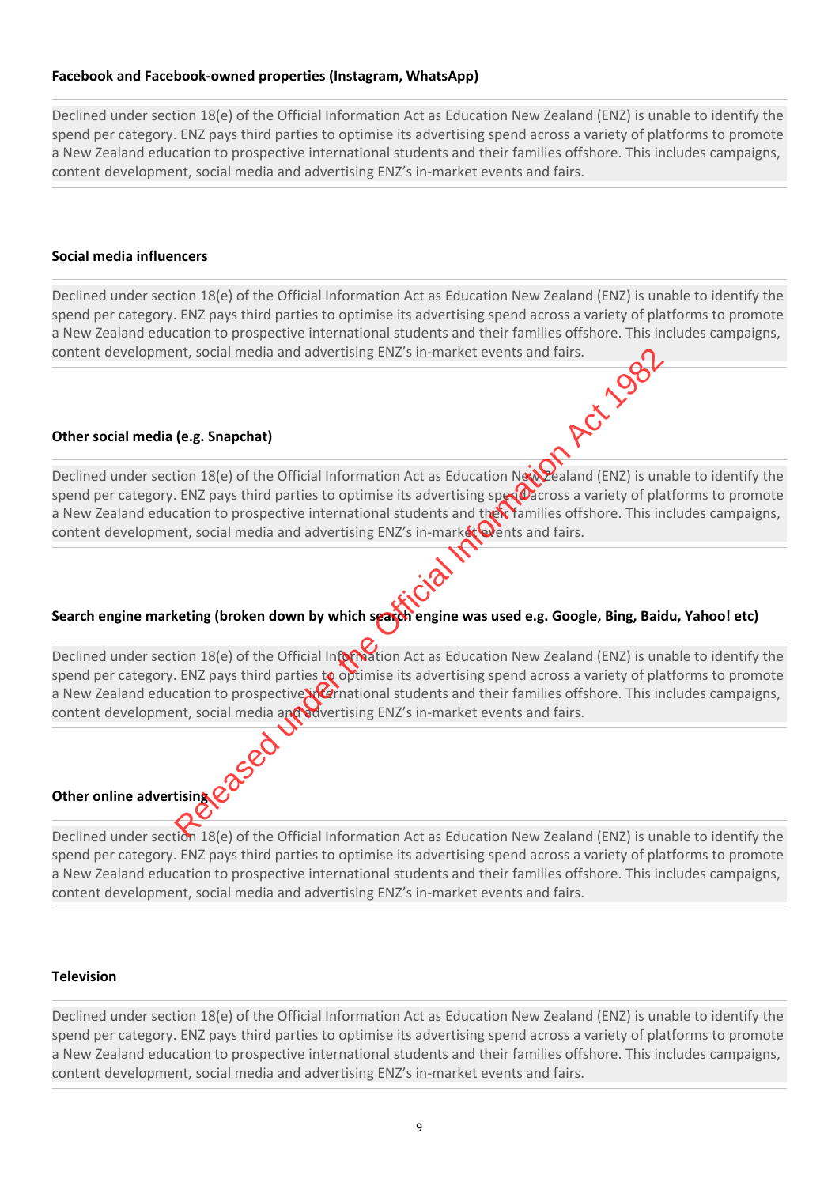**Facebook and Facebook-owned properties (Instagram, WhatsApp)**

Declined under section 18(e) of the Official Information Act as Education New Zealand (ENZ) is unable to identify the spend per category. ENZ pays third parties to optimise its advertising spend across a variety of platforms to promote a New Zealand education to prospective international students and their families offshore. This includes campaigns, content development, social media and advertising ENZ's in-market events and fairs.

**Social media influencers**

Declined under section 18(e) of the Official Information Act as Education New Zealand (ENZ) is unable to identify the spend per category. ENZ pays third parties to optimise its advertising spend across a variety of platforms to promote a New Zealand education to prospective international students and their families offshore. This includes campaigns, content development, social media and advertising ENZ's in-market events and fairs.

**Other social media (e.g. Snapchat)**

Declined under section 18(e) of the Official Information Act as Education New Zealand (ENZ) is unable to identify the spend per category. ENZ pays third parties to optimise its advertising spend across a variety of platforms to promote a New Zealand education to prospective international students and their families offshore. This includes campaigns, content development, social media and advertising ENZ's in-market events and fairs.

**Search engine marketing (broken down by which search engine was used e.g. Google, Bing, Baidu, Yahoo! etc)**

Declined under section 18(e) of the Official Information Act as Education New Zealand (ENZ) is unable to identify the spend per category. ENZ pays third parties to optimise its advertising spend across a variety of platforms to promote a New Zealand education to prospective international students and their families offshore. This includes campaigns, content development, social media and advertising ENZ's in-market events and fairs.

**Other online advertising**

Declined under section 18(e) of the Official Information Act as Education New Zealand (ENZ) is unable to identify the spend per category. ENZ pays third parties to optimise its advertising spend across a variety of platforms to promote a New Zealand education to prospective international students and their families offshore. This includes campaigns, content development, social media and advertising ENZ's in-market events and fairs.

**Television**

Declined under section 18(e) of the Official Information Act as Education New Zealand (ENZ) is unable to identify the spend per category. ENZ pays third parties to optimise its advertising spend across a variety of platforms to promote a New Zealand education to prospective international students and their families offshore. This includes campaigns, content development, social media and advertising ENZ's in-market events and fairs.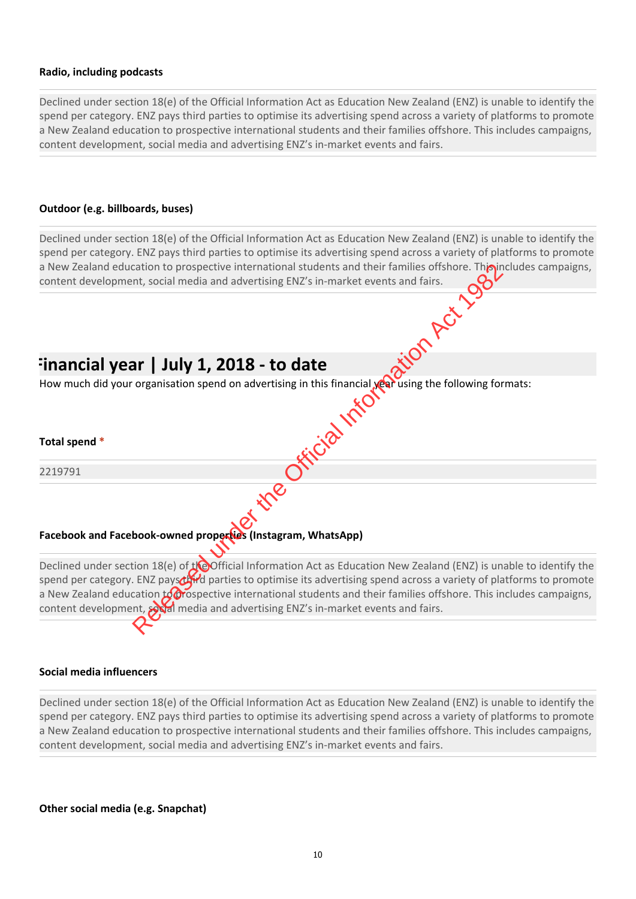**Radio, including podcasts**

Declined under section 18(e) of the Official Information Act as Education New Zealand (ENZ) is unable to identify the spend per category. ENZ pays third parties to optimise its advertising spend across a variety of platforms to promote a New Zealand education to prospective international students and their families offshore. This includes campaigns, content development, social media and advertising ENZ's in-market events and fairs.

**Outdoor (e.g. billboards, buses)**

Declined under section 18(e) of the Official Information Act as Education New Zealand (ENZ) is unable to identify the spend per category. ENZ pays third parties to optimise its advertising spend across a variety of platforms to promote a New Zealand education to prospective international students and their families offshore. This includes campaigns, content development, social media and advertising ENZ's in-market events and fairs.

## Financial year | July 1, 2018 - to date

How much did your organisation spend on advertising in this financial year using the following formats:

**Total spend** *

2219791

**Facebook and Facebook-owned properties (Instagram, WhatsApp)**

Declined under section 18(e) of the Official Information Act as Education New Zealand (ENZ) is unable to identify the spend per category. ENZ pays third parties to optimise its advertising spend across a variety of platforms to promote a New Zealand education to prospective international students and their families offshore. This includes campaigns, content development, social media and advertising ENZ's in-market events and fairs.

**Social media influencers**

Declined under section 18(e) of the Official Information Act as Education New Zealand (ENZ) is unable to identify the spend per category. ENZ pays third parties to optimise its advertising spend across a variety of platforms to promote a New Zealand education to prospective international students and their families offshore. This includes campaigns, content development, social media and advertising ENZ's in-market events and fairs.

**Other social media (e.g. Snapchat)**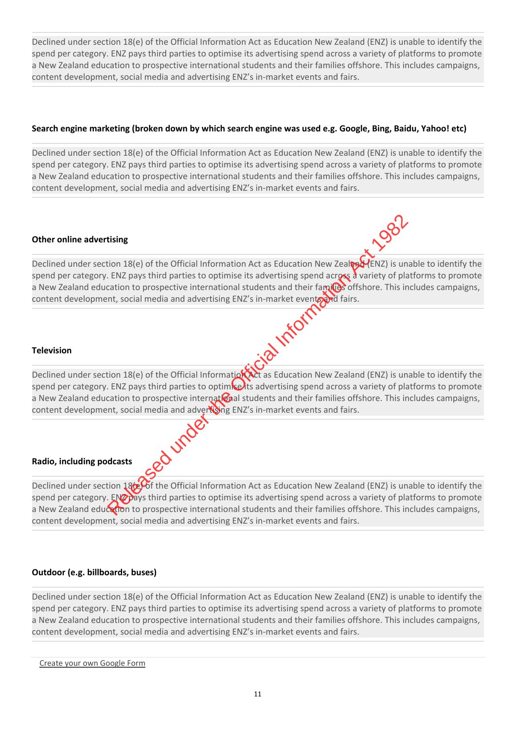Declined under section 18(e) of the Official Information Act as Education New Zealand (ENZ) is unable to identify the spend per category. ENZ pays third parties to optimise its advertising spend across a variety of platforms to promote a New Zealand education to prospective international students and their families offshore. This includes campaigns, content development, social media and advertising ENZ's in-market events and fairs.

**Search engine marketing (broken down by which search engine was used e.g. Google, Bing, Baidu, Yahoo! etc)**

Declined under section 18(e) of the Official Information Act as Education New Zealand (ENZ) is unable to identify the spend per category. ENZ pays third parties to optimise its advertising spend across a variety of platforms to promote a New Zealand education to prospective international students and their families offshore. This includes campaigns, content development, social media and advertising ENZ's in-market events and fairs.

**Other online advertising**

Declined under section 18(e) of the Official Information Act as Education New Zealand (ENZ) is unable to identify the spend per category. ENZ pays third parties to optimise its advertising spend across a variety of platforms to promote a New Zealand education to prospective international students and their families offshore. This includes campaigns, content development, social media and advertising ENZ's in-market events and fairs.

**Television**

Declined under section 18(e) of the Official Information Act as Education New Zealand (ENZ) is unable to identify the spend per category. ENZ pays third parties to optimise its advertising spend across a variety of platforms to promote a New Zealand education to prospective international students and their families offshore. This includes campaigns, content development, social media and advertising ENZ's in-market events and fairs.

**Radio, including podcasts**

Declined under section 18(e) of the Official Information Act as Education New Zealand (ENZ) is unable to identify the spend per category. ENZ pays third parties to optimise its advertising spend across a variety of platforms to promote a New Zealand education to prospective international students and their families offshore. This includes campaigns, content development, social media and advertising ENZ's in-market events and fairs.

**Outdoor (e.g. billboards, buses)**

Declined under section 18(e) of the Official Information Act as Education New Zealand (ENZ) is unable to identify the spend per category. ENZ pays third parties to optimise its advertising spend across a variety of platforms to promote a New Zealand education to prospective international students and their families offshore. This includes campaigns, content development, social media and advertising ENZ's in-market events and fairs.

Create your own Google Form

Released under the Official Information Act 1982